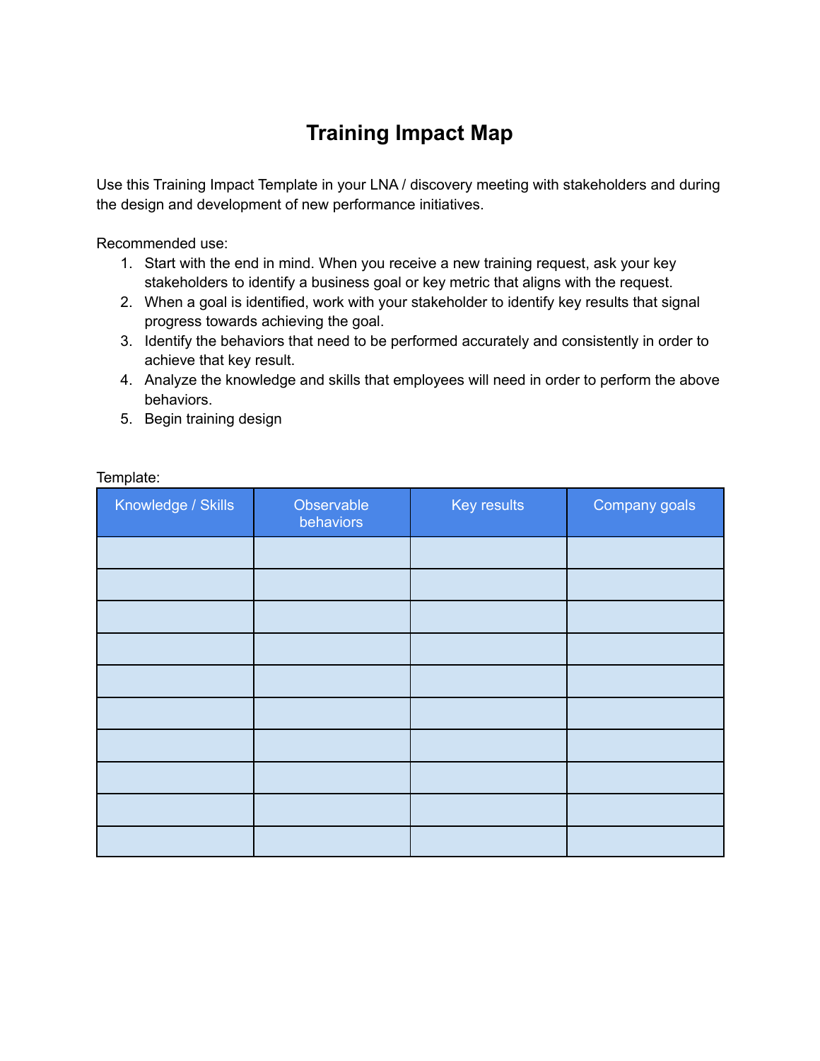# Training Impact Map

Use this Training Impact Template in your LNA / discovery meeting with stakeholders and during the design and development of new performance initiatives.

Recommended use:

1. Start with the end in mind. When you receive a new training request, ask your key stakeholders to identify a business goal or key metric that aligns with the request.
2. When a goal is identified, work with your stakeholder to identify key results that signal progress towards achieving the goal.
3. Identify the behaviors that need to be performed accurately and consistently in order to achieve that key result.
4. Analyze the knowledge and skills that employees will need in order to perform the above behaviors.
5. Begin training design

Template:

| Knowledge / Skills | Observable behaviors | Key results | Company goals |
|---|---|---|---|
| | | | |
| | | | |
| | | | |
| | | | |
| | | | |
| | | | |
| | | | |
| | | | |
| | | | |
| | | | |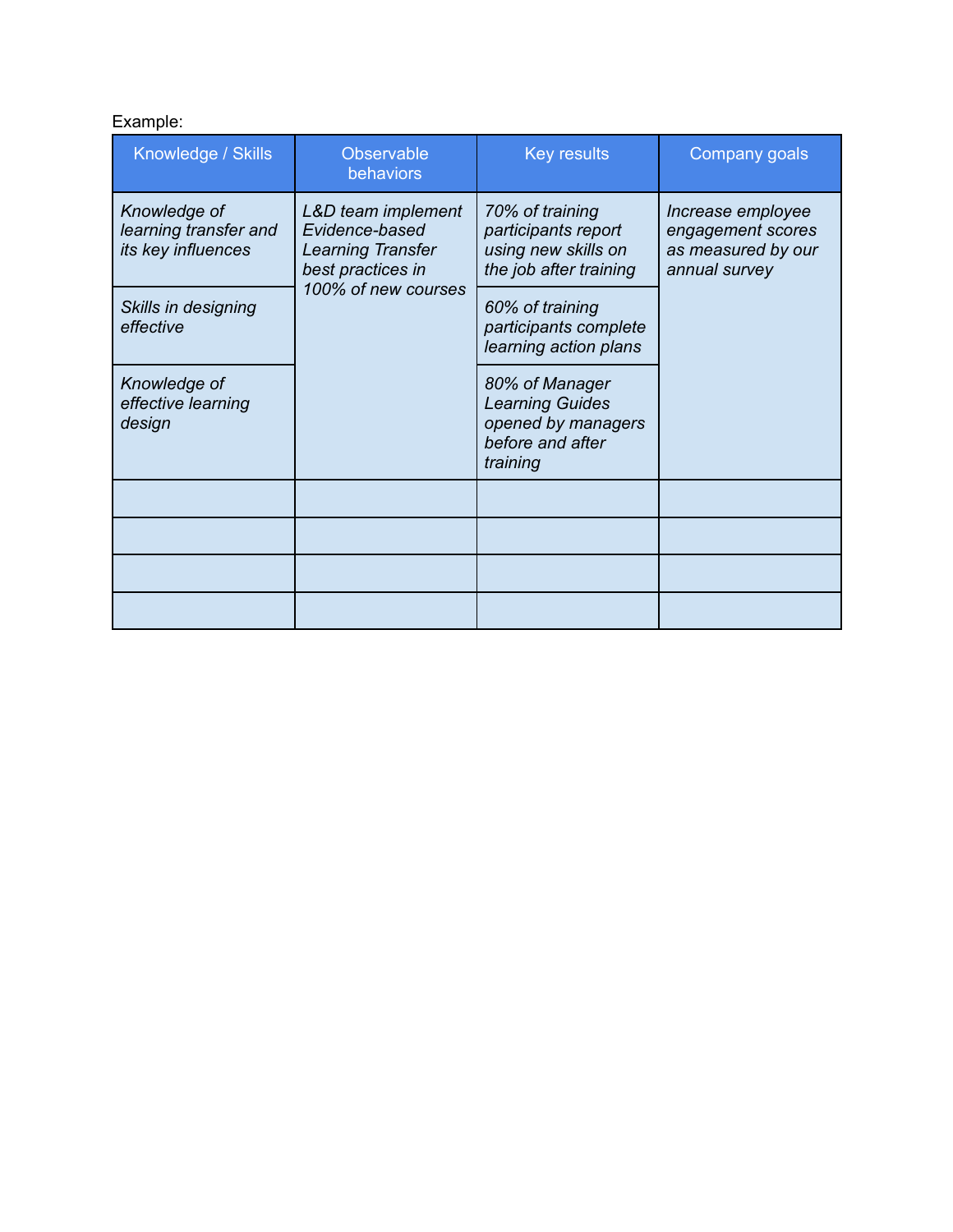Example:

| Knowledge / Skills | Observable behaviors | Key results | Company goals |
|---|---|---|---|
| *Knowledge of learning transfer and its key influences* | *L&D team implement Evidence-based Learning Transfer best practices in 100% of new courses* | *70% of training participants report using new skills on the job after training* | *Increase employee engagement scores as measured by our annual survey* |
| *Skills in designing effective* | | *60% of training participants complete learning action plans* | |
| *Knowledge of effective learning design* | | *80% of Manager Learning Guides opened by managers before and after training* | |
| | | | |
| | | | |
| | | | |
| | | | |